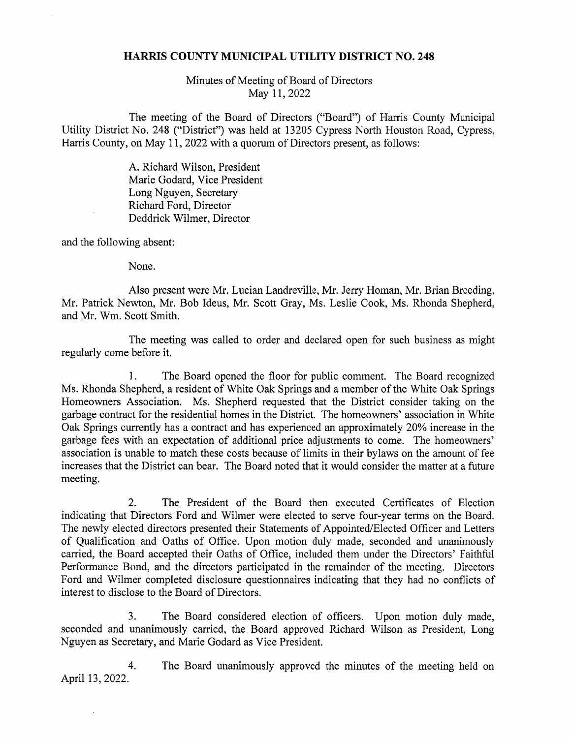# HARRIS COUNTY MUNICIPAL UTILITY DISTRICT NO. 248

Minutes of Meeting of Board of Directors
May 11, 2022

The meeting of the Board of Directors ("Board") of Harris County Municipal Utility District No. 248 ("District") was held at 13205 Cypress North Houston Road, Cypress, Harris County, on May 11, 2022 with a quorum of Directors present, as follows:

A. Richard Wilson, President
Marie Godard, Vice President
Long Nguyen, Secretary
Richard Ford, Director
Deddrick Wilmer, Director

and the following absent:

None.

Also present were Mr. Lucian Landreville, Mr. Jerry Homan, Mr. Brian Breeding, Mr. Patrick Newton, Mr. Bob Ideus, Mr. Scott Gray, Ms. Leslie Cook, Ms. Rhonda Shepherd, and Mr. Wm. Scott Smith.

The meeting was called to order and declared open for such business as might regularly come before it.

1. The Board opened the floor for public comment. The Board recognized Ms. Rhonda Shepherd, a resident of White Oak Springs and a member of the White Oak Springs Homeowners Association. Ms. Shepherd requested that the District consider taking on the garbage contract for the residential homes in the District. The homeowners' association in White Oak Springs currently has a contract and has experienced an approximately 20% increase in the garbage fees with an expectation of additional price adjustments to come. The homeowners' association is unable to match these costs because of limits in their bylaws on the amount of fee increases that the District can bear. The Board noted that it would consider the matter at a future meeting.

2. The President of the Board then executed Certificates of Election indicating that Directors Ford and Wilmer were elected to serve four-year terms on the Board. The newly elected directors presented their Statements of Appointed/Elected Officer and Letters of Qualification and Oaths of Office. Upon motion duly made, seconded and unanimously carried, the Board accepted their Oaths of Office, included them under the Directors' Faithful Performance Bond, and the directors participated in the remainder of the meeting. Directors Ford and Wilmer completed disclosure questionnaires indicating that they had no conflicts of interest to disclose to the Board of Directors.

3. The Board considered election of officers. Upon motion duly made, seconded and unanimously carried, the Board approved Richard Wilson as President, Long Nguyen as Secretary, and Marie Godard as Vice President.

4. The Board unanimously approved the minutes of the meeting held on April 13, 2022.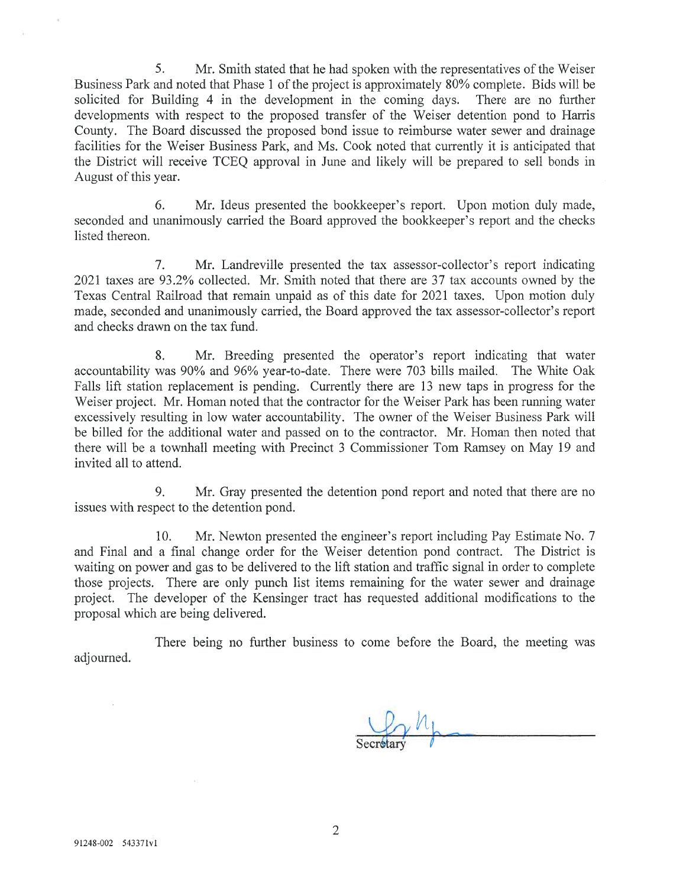5. Mr. Smith stated that he had spoken with the representatives of the Weiser Business Park and noted that Phase 1 of the project is approximately 80% complete. Bids will be solicited for Building 4 in the development in the coming days. There are no further developments with respect to the proposed transfer of the Weiser detention pond to Harris County. The Board discussed the proposed bond issue to reimburse water sewer and drainage facilities for the Weiser Business Park, and Ms. Cook noted that currently it is anticipated that the District will receive TCEQ approval in June and likely will be prepared to sell bonds in August of this year.

6. Mr. Ideus presented the bookkeeper's report. Upon motion duly made, seconded and unanimously carried the Board approved the bookkeeper's report and the checks listed thereon.

7. Mr. Landreville presented the tax assessor-collector's report indicating 2021 taxes are 93.2% collected. Mr. Smith noted that there are 37 tax accounts owned by the Texas Central Railroad that remain unpaid as of this date for 2021 taxes. Upon motion duly made, seconded and unanimously carried, the Board approved the tax assessor-collector's report and checks drawn on the tax fund.

8. Mr. Breeding presented the operator's report indicating that water accountability was 90% and 96% year-to-date. There were 703 bills mailed. The White Oak Falls lift station replacement is pending. Currently there are 13 new taps in progress for the Weiser project. Mr. Homan noted that the contractor for the Weiser Park has been running water excessively resulting in low water accountability. The owner of the Weiser Business Park will be billed for the additional water and passed on to the contractor. Mr. Homan then noted that there will be a townhall meeting with Precinct 3 Commissioner Tom Ramsey on May 19 and invited all to attend.

9. Mr. Gray presented the detention pond report and noted that there are no issues with respect to the detention pond.

10. Mr. Newton presented the engineer's report including Pay Estimate No. 7 and Final and a final change order for the Weiser detention pond contract. The District is waiting on power and gas to be delivered to the lift station and traffic signal in order to complete those projects. There are only punch list items remaining for the water sewer and drainage project. The developer of the Kensinger tract has requested additional modifications to the proposal which are being delivered.

There being no further business to come before the Board, the meeting was adjourned.

Secretary

91248-002 543371v1